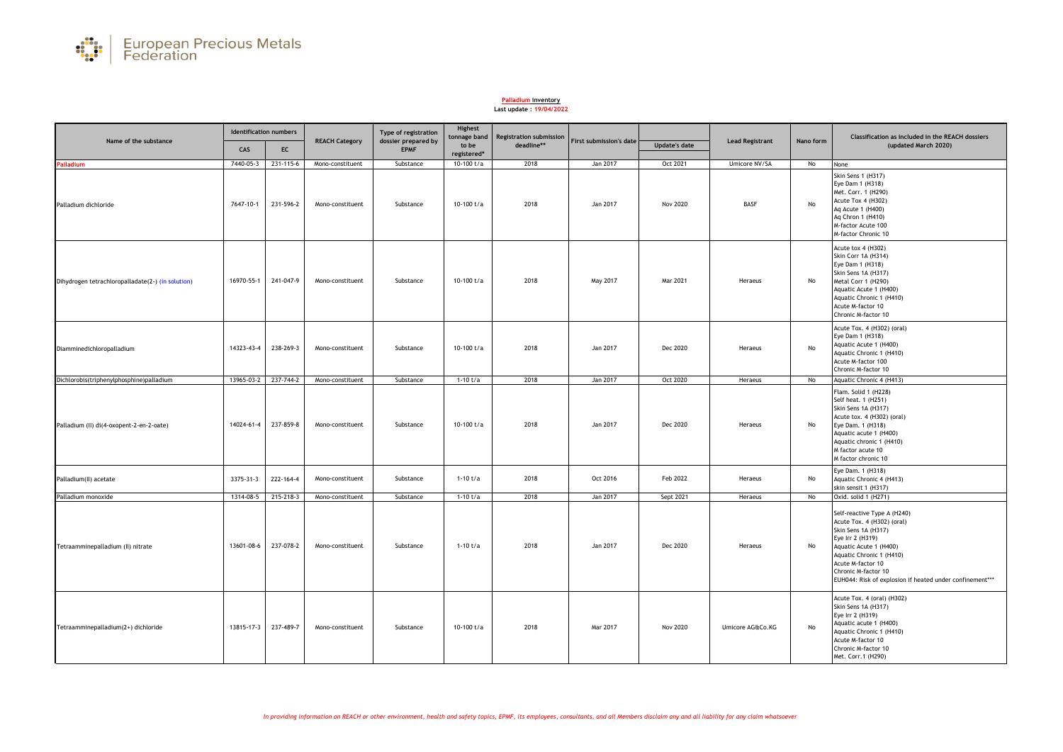European Precious Metals Federation

**Palladium inventory**
**Last update : 19/04/2022**

| Name of the substance | Identification numbers | | REACH Category | Type of registration dossier prepared by EPMF | Highest tonnage band to be registered* | Registration submission deadline** | First submission's date | Update's date | Lead Registrant | Nano form | Classification as included in the REACH dossiers (updated March 2020) |
|---|---|---|---|---|---|---|---|---|---|---|---|
| | CAS | EC | | | | | | | | | |
| Palladium | 7440-05-3 | 231-115-6 | Mono-constituent | Substance | 10-100 t/a | 2018 | Jan 2017 | Oct 2021 | Umicore NV/SA | No | None |
| Palladium dichloride | 7647-10-1 | 231-596-2 | Mono-constituent | Substance | 10-100 t/a | 2018 | Jan 2017 | Nov 2020 | BASF | No | Skin Sens 1 (H317)<br>Eye Dam 1 (H318)<br>Met. Corr. 1 (H290)<br>Acute Tox 4 (H302)<br>Aq Acute 1 (H400)<br>Aq Chron 1 (H410)<br>M-factor Acute 100<br>M-factor Chronic 10 |
| Dihydrogen tetrachloropalladate(2-) (in solution) | 16970-55-1 | 241-047-9 | Mono-constituent | Substance | 10-100 t/a | 2018 | May 2017 | Mar 2021 | Heraeus | No | Acute tox 4 (H302)<br>Skin Corr 1A (H314)<br>Eye Dam 1 (H318)<br>Skin Sens 1A (H317)<br>Metal Corr 1 (H290)<br>Aquatic Acute 1 (H400)<br>Aquatic Chronic 1 (H410)<br>Acute M-factor 10<br>Chronic M-factor 10 |
| Diamminedichloropalladium | 14323-43-4 | 238-269-3 | Mono-constituent | Substance | 10-100 t/a | 2018 | Jan 2017 | Dec 2020 | Heraeus | No | Acute Tox. 4 (H302) (oral)<br>Eye Dam 1 (H318)<br>Aquatic Acute 1 (H400)<br>Aquatic Chronic 1 (H410)<br>Acute M-factor 100<br>Chronic M-factor 10 |
| Dichlorobis(triphenylphosphine)palladium | 13965-03-2 | 237-744-2 | Mono-constituent | Substance | 1-10 t/a | 2018 | Jan 2017 | Oct 2020 | Heraeus | No | Aquatic Chronic 4 (H413) |
| Palladium (II) di(4-oxopent-2-en-2-oate) | 14024-61-4 | 237-859-8 | Mono-constituent | Substance | 10-100 t/a | 2018 | Jan 2017 | Dec 2020 | Heraeus | No | Flam. Solid 1 (H228)<br>Self heat. 1 (H251)<br>Skin Sens 1A (H317)<br>Acute tox. 4 (H302) (oral)<br>Eye Dam. 1 (H318)<br>Aquatic acute 1 (H400)<br>Aquatic chronic 1 (H410)<br>M factor acute 10<br>M factor chronic 10 |
| Palladium(II) acetate | 3375-31-3 | 222-164-4 | Mono-constituent | Substance | 1-10 t/a | 2018 | Oct 2016 | Feb 2022 | Heraeus | No | Eye Dam. 1 (H318)<br>Aquatic Chronic 4 (H413)<br>skin sensit 1 (H317) |
| Palladium monoxide | 1314-08-5 | 215-218-3 | Mono-constituent | Substance | 1-10 t/a | 2018 | Jan 2017 | Sept 2021 | Heraeus | No | Oxid. solid 1 (H271) |
| Tetraamminepalladium (II) nitrate | 13601-08-6 | 237-078-2 | Mono-constituent | Substance | 1-10 t/a | 2018 | Jan 2017 | Dec 2020 | Heraeus | No | Self-reactive Type A (H240)<br>Acute Tox. 4 (H302) (oral)<br>Skin Sens 1A (H317)<br>Eye Irr 2 (H319)<br>Aquatic Acute 1 (H400)<br>Aquatic Chronic 1 (H410)<br>Acute M-factor 10<br>Chronic M-factor 10<br>EUH044: Risk of explosion if heated under confinement*** |
| Tetraamminepalladium(2+) dichloride | 13815-17-3 | 237-489-7 | Mono-constituent | Substance | 10-100 t/a | 2018 | Mar 2017 | Nov 2020 | Umicore AG&Co.KG | No | Acute Tox. 4 (oral) (H302)<br>Skin Sens 1A (H317)<br>Eye Irr 2 (H319)<br>Aquatic acute 1 (H400)<br>Aquatic Chronic 1 (H410)<br>Acute M-factor 10<br>Chronic M-factor 10<br>Met. Corr.1 (H290) |

*In providing information on REACH or other environment, health and safety topics, EPMF, its employees, consultants, and all Members disclaim any and all liability for any claim whatsoever*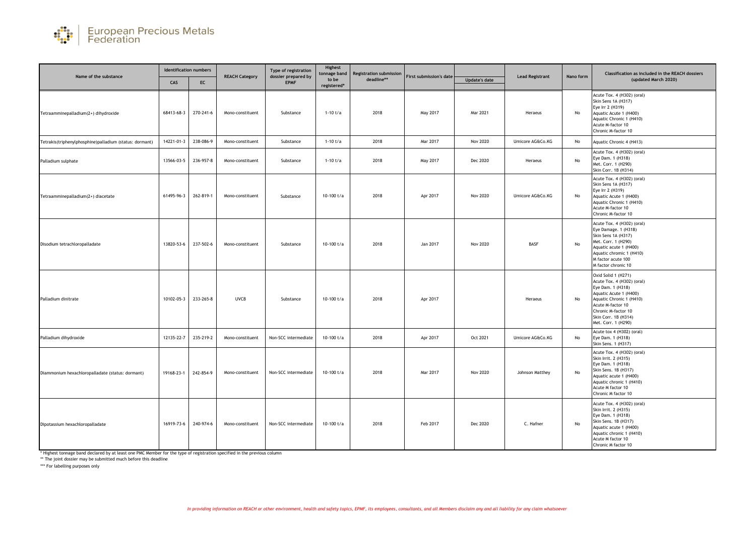European Precious Metals Federation

| Name of the substance | Identification numbers | | REACH Category | Type of registration dossier prepared by EPMF | Highest tonnage band to be registered* | Registration submission deadline** | First submission's date | Update's date | Lead Registrant | Nano form | Classification as included in the REACH dossiers (updated March 2020) |
|---|---|---|---|---|---|---|---|---|---|---|---|
| | CAS | EC | | | | | | | | | |
| Tetraamminepalladium(2+) dihydroxide | 68413-68-3 | 270-241-6 | Mono-constituent | Substance | 1-10 t/a | 2018 | May 2017 | Mar 2021 | Heraeus | No | Acute Tox. 4 (H302) (oral)<br>Skin Sens 1A (H317)<br>Eye Irr 2 (H319)<br>Aquatic Acute 1 (H400)<br>Aquatic Chronic 1 (H410)<br>Acute M-factor 10<br>Chronic M-factor 10 |
| Tetrakis(triphenylphosphine)palladium (status: dormant) | 14221-01-3 | 238-086-9 | Mono-constituent | Substance | 1-10 t/a | 2018 | Mar 2017 | Nov 2020 | Umicore AG&Co.KG | No | Aquatic Chronic 4 (H413) |
| Palladium sulphate | 13566-03-5 | 236-957-8 | Mono-constituent | Substance | 1-10 t/a | 2018 | May 2017 | Dec 2020 | Heraeus | No | Acute Tox. 4 (H302) (oral)<br>Eye Dam. 1 (H318)<br>Met. Corr. 1 (H290)<br>Skin Corr. 1B (H314) |
| Tetraamminepalladium(2+) diacetate | 61495-96-3 | 262-819-1 | Mono-constituent | Substance | 10-100 t/a | 2018 | Apr 2017 | Nov 2020 | Umicore AG&Co.KG | No | Acute Tox. 4 (H302) (oral)<br>Skin Sens 1A (H317)<br>Eye Irr 2 (H319)<br>Aquatic Acute 1 (H400)<br>Aquatic Chronic 1 (H410)<br>Acute M-factor 10<br>Chronic M-factor 10 |
| Disodium tetrachloropalladate | 13820-53-6 | 237-502-6 | Mono-constituent | Substance | 10-100 t/a | 2018 | Jan 2017 | Nov 2020 | BASF | No | Acute Tox. 4 (H302) (oral)<br>Eye Damage. 1 (H318)<br>Skin Sens 1A (H317)<br>Met. Corr. 1 (H290)<br>Aquatic acute 1 (H400)<br>Aquatic chronic 1 (H410)<br>M factor acute 100<br>M factor chronic 10 |
| Palladium dinitrate | 10102-05-3 | 233-265-8 | UVCB | Substance | 10-100 t/a | 2018 | Apr 2017 | | Heraeus | No | Oxid Solid 1 (H271)<br>Acute Tox. 4 (H302) (oral)<br>Eye Dam. 1 (H318)<br>Aquatic Acute 1 (H400)<br>Aquatic Chronic 1 (H410)<br>Acute M-factor 10<br>Chronic M-factor 10<br>Skin Corr. 1B (H314)<br>Met. Corr. 1 (H290) |
| Palladium dihydroxide | 12135-22-7 | 235-219-2 | Mono-constituent | Non-SCC intermediate | 10-100 t/a | 2018 | Apr 2017 | Oct 2021 | Umicore AG&Co.KG | No | Acute tox 4 (H302) (oral)<br>Eye Dam. 1 (H318)<br>Skin Sens. 1 (H317) |
| Diammonium hexachloropalladate (status: dormant) | 19168-23-1 | 242-854-9 | Mono-constituent | Non-SCC intermediate | 10-100 t/a | 2018 | Mar 2017 | Nov 2020 | Johnson Matthey | No | Acute Tox. 4 (H302) (oral)<br>Skin Irrit. 2 (H315)<br>Eye Dam. 1 (H318)<br>Skin Sens. 1B (H317)<br>Aquatic acute 1 (H400)<br>Aquatic chronic 1 (H410)<br>Acute M factor 10<br>Chronic M factor 10 |
| Dipotassium hexachloropalladate | 16919-73-6 | 240-974-6 | Mono-constituent | Non-SCC intermediate | 10-100 t/a | 2018 | Feb 2017 | Dec 2020 | C. Hafner | No | Acute Tox. 4 (H302) (oral)<br>Skin Irrit. 2 (H315)<br>Eye Dam. 1 (H318)<br>Skin Sens. 1B (H317)<br>Aquatic acute 1 (H400)<br>Aquatic chronic 1 (H410)<br>Acute M factor 10<br>Chronic M factor 10 |

* Highest tonnage band declared by at least one PMC Member for the type of registration specified in the previous column

** The joint dossier may be submitted much before this deadline

*** For labelling purposes only

*In providing information on REACH or other environment, health and safety topics, EPMF, its employees, consultants, and all Members disclaim any and all liability for any claim whatsoever*